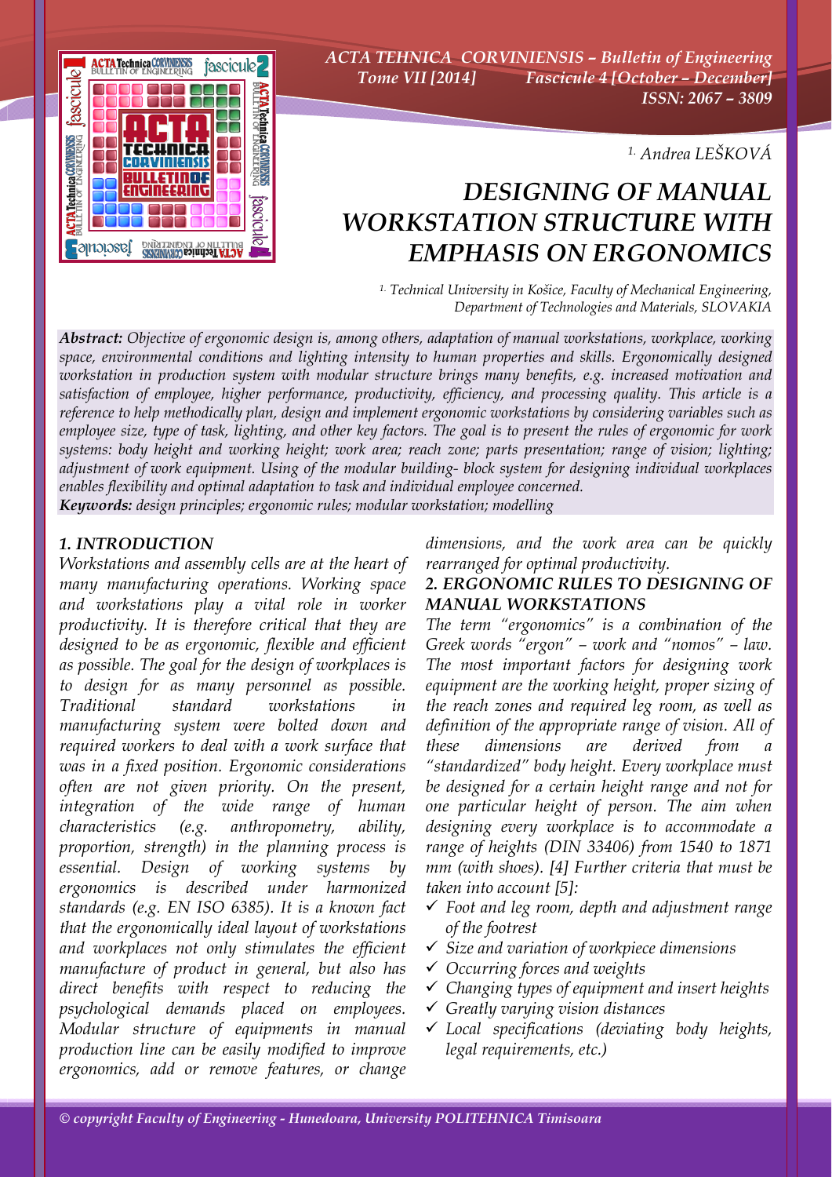[1.] Andrea LEŠKOVÁ

# DESIGNING OF MANUAL WORKSTATION STRUCTURE WITH EMPHASIS ON ERGONOMICS

[1.] Technical University in Košice, Faculty of Mechanical Engineering, Department of Technologies and Materials, SLOVAKIA

***Abstract:*** *Objective of ergonomic design is, among others, adaptation of manual workstations, workplace, working space, environmental conditions and lighting intensity to human properties and skills. Ergonomically designed workstation in production system with modular structure brings many benefits, e.g. increased motivation and satisfaction of employee, higher performance, productivity, efficiency, and processing quality. This article is a reference to help methodically plan, design and implement ergonomic workstations by considering variables such as employee size, type of task, lighting, and other key factors. The goal is to present the rules of ergonomic for work systems: body height and working height; work area; reach zone; parts presentation; range of vision; lighting; adjustment of work equipment. Using of the modular building- block system for designing individual workplaces enables flexibility and optimal adaptation to task and individual employee concerned.*

***Keywords:*** *design principles; ergonomic rules; modular workstation; modelling*

## 1. INTRODUCTION

*Workstations and assembly cells are at the heart of many manufacturing operations. Working space and workstations play a vital role in worker productivity. It is therefore critical that they are designed to be as ergonomic, flexible and efficient as possible. The goal for the design of workplaces is to design for as many personnel as possible. Traditional standard workstations in manufacturing system were bolted down and required workers to deal with a work surface that was in a fixed position. Ergonomic considerations often are not given priority. On the present, integration of the wide range of human characteristics (e.g. anthropometry, ability, proportion, strength) in the planning process is essential. Design of working systems by ergonomics is described under harmonized standards (e.g. EN ISO 6385). It is a known fact that the ergonomically ideal layout of workstations and workplaces not only stimulates the efficient manufacture of product in general, but also has direct benefits with respect to reducing the psychological demands placed on employees. Modular structure of equipments in manual production line can be easily modified to improve ergonomics, add or remove features, or change dimensions, and the work area can be quickly rearranged for optimal productivity.*

## 2. ERGONOMIC RULES TO DESIGNING OF MANUAL WORKSTATIONS

*The term "ergonomics" is a combination of the Greek words "ergon" – work and "nomos" – law. The most important factors for designing work equipment are the working height, proper sizing of the reach zones and required leg room, as well as definition of the appropriate range of vision. All of these dimensions are derived from a "standardized" body height. Every workplace must be designed for a certain height range and not for one particular height of person. The aim when designing every workplace is to accommodate a range of heights (DIN 33406) from 1540 to 1871 mm (with shoes). [4] Further criteria that must be taken into account [5]:*

- ✓ *Foot and leg room, depth and adjustment range of the footrest*
- ✓ *Size and variation of workpiece dimensions*
- ✓ *Occurring forces and weights*
- ✓ *Changing types of equipment and insert heights*
- ✓ *Greatly varying vision distances*
- ✓ *Local specifications (deviating body heights, legal requirements, etc.)*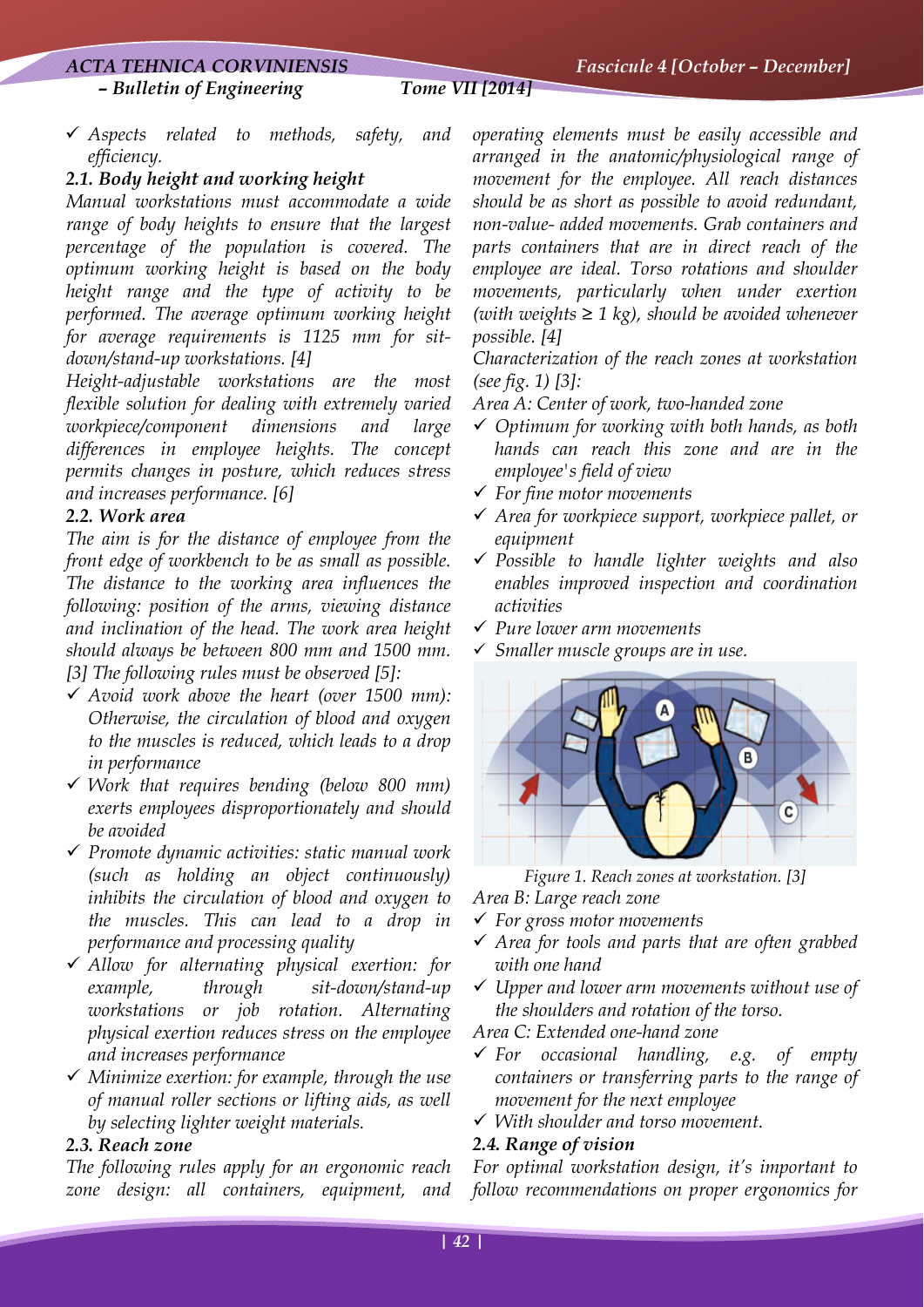- ✓ *Aspects related to methods, safety, and efficiency.*

### *2.1. Body height and working height*

*Manual workstations must accommodate a wide range of body heights to ensure that the largest percentage of the population is covered. The optimum working height is based on the body height range and the type of activity to be performed. The average optimum working height for average requirements is 1125 mm for sit-down/stand-up workstations. [4]*

*Height-adjustable workstations are the most flexible solution for dealing with extremely varied workpiece/component dimensions and large differences in employee heights. The concept permits changes in posture, which reduces stress and increases performance. [6]*

### *2.2. Work area*

*The aim is for the distance of employee from the front edge of workbench to be as small as possible. The distance to the working area influences the following: position of the arms, viewing distance and inclination of the head. The work area height should always be between 800 mm and 1500 mm. [3] The following rules must be observed [5]:*

- ✓ *Avoid work above the heart (over 1500 mm): Otherwise, the circulation of blood and oxygen to the muscles is reduced, which leads to a drop in performance*
- ✓ *Work that requires bending (below 800 mm) exerts employees disproportionately and should be avoided*
- ✓ *Promote dynamic activities: static manual work (such as holding an object continuously) inhibits the circulation of blood and oxygen to the muscles. This can lead to a drop in performance and processing quality*
- ✓ *Allow for alternating physical exertion: for example, through sit-down/stand-up workstations or job rotation. Alternating physical exertion reduces stress on the employee and increases performance*
- ✓ *Minimize exertion: for example, through the use of manual roller sections or lifting aids, as well by selecting lighter weight materials.*

### *2.3. Reach zone*

*The following rules apply for an ergonomic reach zone design: all containers, equipment, and operating elements must be easily accessible and arranged in the anatomic/physiological range of movement for the employee. All reach distances should be as short as possible to avoid redundant, non-value- added movements. Grab containers and parts containers that are in direct reach of the employee are ideal. Torso rotations and shoulder movements, particularly when under exertion (with weights ≥ 1 kg), should be avoided whenever possible. [4]*

*Characterization of the reach zones at workstation (see fig. 1) [3]:*

*Area A: Center of work, two-handed zone*

- ✓ *Optimum for working with both hands, as both hands can reach this zone and are in the employee's field of view*
- ✓ *For fine motor movements*
- ✓ *Area for workpiece support, workpiece pallet, or equipment*
- ✓ *Possible to handle lighter weights and also enables improved inspection and coordination activities*
- ✓ *Pure lower arm movements*
- ✓ *Smaller muscle groups are in use.*

*Figure 1. Reach zones at workstation. [3]*

*Area B: Large reach zone*

- ✓ *For gross motor movements*
- ✓ *Area for tools and parts that are often grabbed with one hand*
- ✓ *Upper and lower arm movements without use of the shoulders and rotation of the torso.*

*Area C: Extended one-hand zone*

- ✓ *For occasional handling, e.g. of empty containers or transferring parts to the range of movement for the next employee*
- ✓ *With shoulder and torso movement.*

### *2.4. Range of vision*

*For optimal workstation design, it's important to follow recommendations on proper ergonomics for*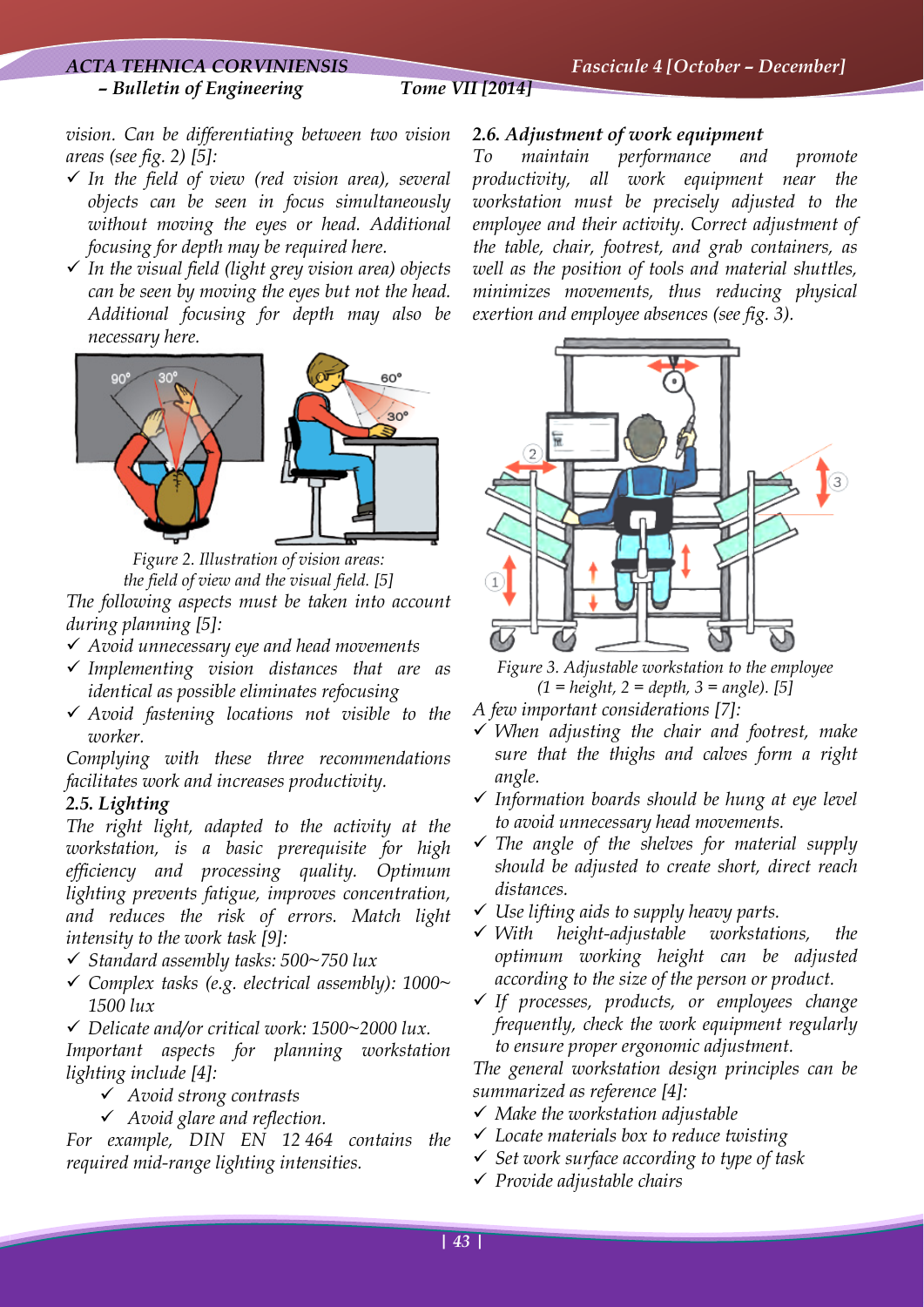*vision. Can be differentiating between two vision areas (see fig. 2) [5]:*

- ✓ *In the field of view (red vision area), several objects can be seen in focus simultaneously without moving the eyes or head. Additional focusing for depth may be required here.*
- ✓ *In the visual field (light grey vision area) objects can be seen by moving the eyes but not the head. Additional focusing for depth may also be necessary here.*

*Figure 2. Illustration of vision areas: the field of view and the visual field. [5]*

*The following aspects must be taken into account during planning [5]:*

- ✓ *Avoid unnecessary eye and head movements*
- ✓ *Implementing vision distances that are as identical as possible eliminates refocusing*
- ✓ *Avoid fastening locations not visible to the worker.*

*Complying with these three recommendations facilitates work and increases productivity.*

### 2.5. *Lighting*

*The right light, adapted to the activity at the workstation, is a basic prerequisite for high efficiency and processing quality. Optimum lighting prevents fatigue, improves concentration, and reduces the risk of errors. Match light intensity to the work task [9]:*

- ✓ *Standard assembly tasks: 500~750 lux*
- ✓ *Complex tasks (e.g. electrical assembly): 1000~1500 lux*
- ✓ *Delicate and/or critical work: 1500~2000 lux.*

*Important aspects for planning workstation lighting include [4]:*

- ✓ *Avoid strong contrasts*
- ✓ *Avoid glare and reflection.*

*For example, DIN EN 12 464 contains the required mid-range lighting intensities.*

### 2.6. *Adjustment of work equipment*

*To maintain performance and promote productivity, all work equipment near the workstation must be precisely adjusted to the employee and their activity. Correct adjustment of the table, chair, footrest, and grab containers, as well as the position of tools and material shuttles, minimizes movements, thus reducing physical exertion and employee absences (see fig. 3).*

*Figure 3. Adjustable workstation to the employee (1 = height, 2 = depth, 3 = angle). [5]*

*A few important considerations [7]:*

- ✓ *When adjusting the chair and footrest, make sure that the thighs and calves form a right angle.*
- ✓ *Information boards should be hung at eye level to avoid unnecessary head movements.*
- ✓ *The angle of the shelves for material supply should be adjusted to create short, direct reach distances.*
- ✓ *Use lifting aids to supply heavy parts.*
- ✓ *With height-adjustable workstations, the optimum working height can be adjusted according to the size of the person or product.*
- ✓ *If processes, products, or employees change frequently, check the work equipment regularly to ensure proper ergonomic adjustment.*

*The general workstation design principles can be summarized as reference [4]:*

- ✓ *Make the workstation adjustable*
- ✓ *Locate materials box to reduce twisting*
- ✓ *Set work surface according to type of task*
- ✓ *Provide adjustable chairs*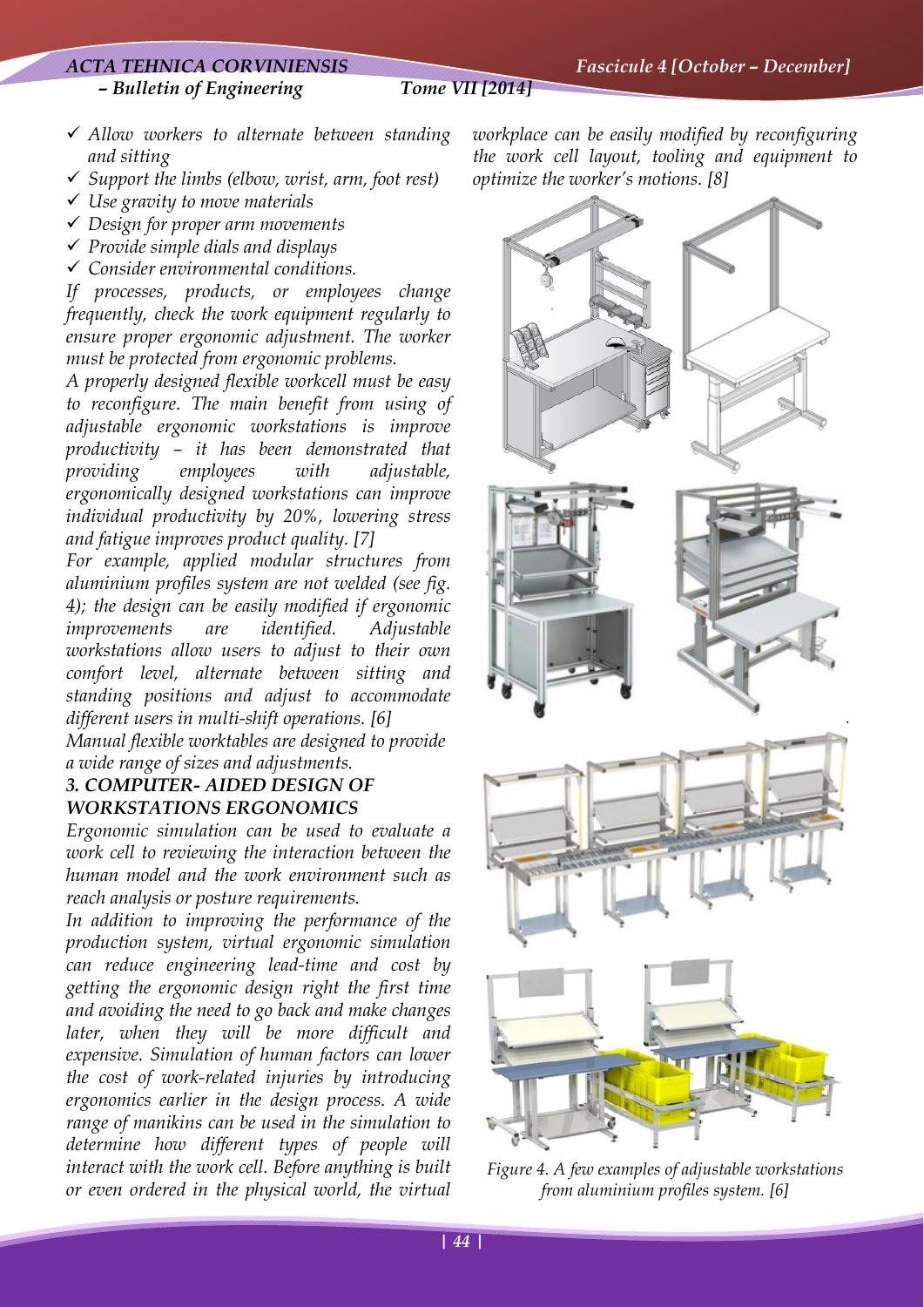- ✓ *Allow workers to alternate between standing and sitting*
- ✓ *Support the limbs (elbow, wrist, arm, foot rest)*
- ✓ *Use gravity to move materials*
- ✓ *Design for proper arm movements*
- ✓ *Provide simple dials and displays*
- ✓ *Consider environmental conditions.*

*If processes, products, or employees change frequently, check the work equipment regularly to ensure proper ergonomic adjustment. The worker must be protected from ergonomic problems.*

*A properly designed flexible workcell must be easy to reconfigure. The main benefit from using of adjustable ergonomic workstations is improve productivity – it has been demonstrated that providing employees with adjustable, ergonomically designed workstations can improve individual productivity by 20%, lowering stress and fatigue improves product quality. [7]*

*For example, applied modular structures from aluminium profiles system are not welded (see fig. 4); the design can be easily modified if ergonomic improvements are identified. Adjustable workstations allow users to adjust to their own comfort level, alternate between sitting and standing positions and adjust to accommodate different users in multi-shift operations. [6]*

*Manual flexible worktables are designed to provide a wide range of sizes and adjustments.*

### *3. COMPUTER- AIDED DESIGN OF WORKSTATIONS ERGONOMICS*

*Ergonomic simulation can be used to evaluate a work cell to reviewing the interaction between the human model and the work environment such as reach analysis or posture requirements.*

*In addition to improving the performance of the production system, virtual ergonomic simulation can reduce engineering lead-time and cost by getting the ergonomic design right the first time and avoiding the need to go back and make changes later, when they will be more difficult and expensive. Simulation of human factors can lower the cost of work-related injuries by introducing ergonomics earlier in the design process. A wide range of manikins can be used in the simulation to determine how different types of people will interact with the work cell. Before anything is built or even ordered in the physical world, the virtual workplace can be easily modified by reconfiguring the work cell layout, tooling and equipment to optimize the worker's motions. [8]*

*Figure 4. A few examples of adjustable workstations from aluminium profiles system. [6]*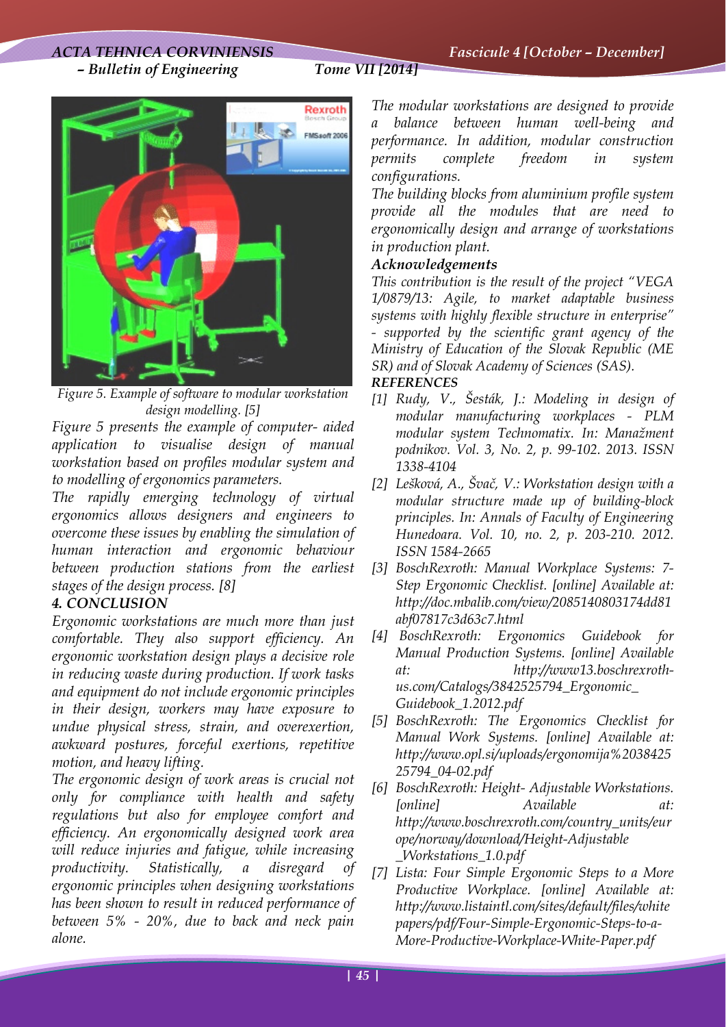Figure 5. Example of software to modular workstation design modelling. [5]

*Figure 5 presents the example of computer- aided application to visualise design of manual workstation based on profiles modular system and to modelling of ergonomics parameters.*

*The rapidly emerging technology of virtual ergonomics allows designers and engineers to overcome these issues by enabling the simulation of human interaction and ergonomic behaviour between production stations from the earliest stages of the design process. [8]*

## 4. CONCLUSION

*Ergonomic workstations are much more than just comfortable. They also support efficiency. An ergonomic workstation design plays a decisive role in reducing waste during production. If work tasks and equipment do not include ergonomic principles in their design, workers may have exposure to undue physical stress, strain, and overexertion, awkward postures, forceful exertions, repetitive motion, and heavy lifting.*

*The ergonomic design of work areas is crucial not only for compliance with health and safety regulations but also for employee comfort and efficiency. An ergonomically designed work area will reduce injuries and fatigue, while increasing productivity. Statistically, a disregard of ergonomic principles when designing workstations has been shown to result in reduced performance of between 5% - 20%, due to back and neck pain alone.*

*The modular workstations are designed to provide a balance between human well-being and performance. In addition, modular construction permits complete freedom in system configurations.*

*The building blocks from aluminium profile system provide all the modules that are need to ergonomically design and arrange of workstations in production plant.*

### Acknowledgements

*This contribution is the result of the project "VEGA 1/0879/13: Agile, to market adaptable business systems with highly flexible structure in enterprise" - supported by the scientific grant agency of the Ministry of Education of the Slovak Republic (ME SR) and of Slovak Academy of Sciences (SAS).*

### REFERENCES

[1] Rudy, V., Šesták, J.: Modeling in design of modular manufacturing workplaces - PLM modular system Technomatix. In: Manažment podnikov. Vol. 3, No. 2, p. 99-102. 2013. ISSN 1338-4104

[2] Lešková, A., Švač, V.: Workstation design with a modular structure made up of building-block principles. In: Annals of Faculty of Engineering Hunedoara. Vol. 10, no. 2, p. 203-210. 2012. ISSN 1584-2665

[3] BoschRexroth: Manual Workplace Systems: 7-Step Ergonomic Checklist. [online] Available at: http://doc.mbalib.com/view/2085140803174dd81abf07817c3d63c7.html

[4] BoschRexroth: Ergonomics Guidebook for Manual Production Systems. [online] Available at: http://www13.boschrexroth-us.com/Catalogs/3842525794_Ergonomic_Guidebook_1.2012.pdf

[5] BoschRexroth: The Ergonomics Checklist for Manual Work Systems. [online] Available at: http://www.opl.si/uploads/ergonomija%2038425 25794_04-02.pdf

[6] BoschRexroth: Height- Adjustable Workstations. [online] Available at: http://www.boschrexroth.com/country_units/europe/norway/download/Height-Adjustable _Workstations_1.0.pdf

[7] Lista: Four Simple Ergonomic Steps to a More Productive Workplace. [online] Available at: http://www.listaintl.com/sites/default/files/white papers/pdf/Four-Simple-Ergonomic-Steps-to-a-More-Productive-Workplace-White-Paper.pdf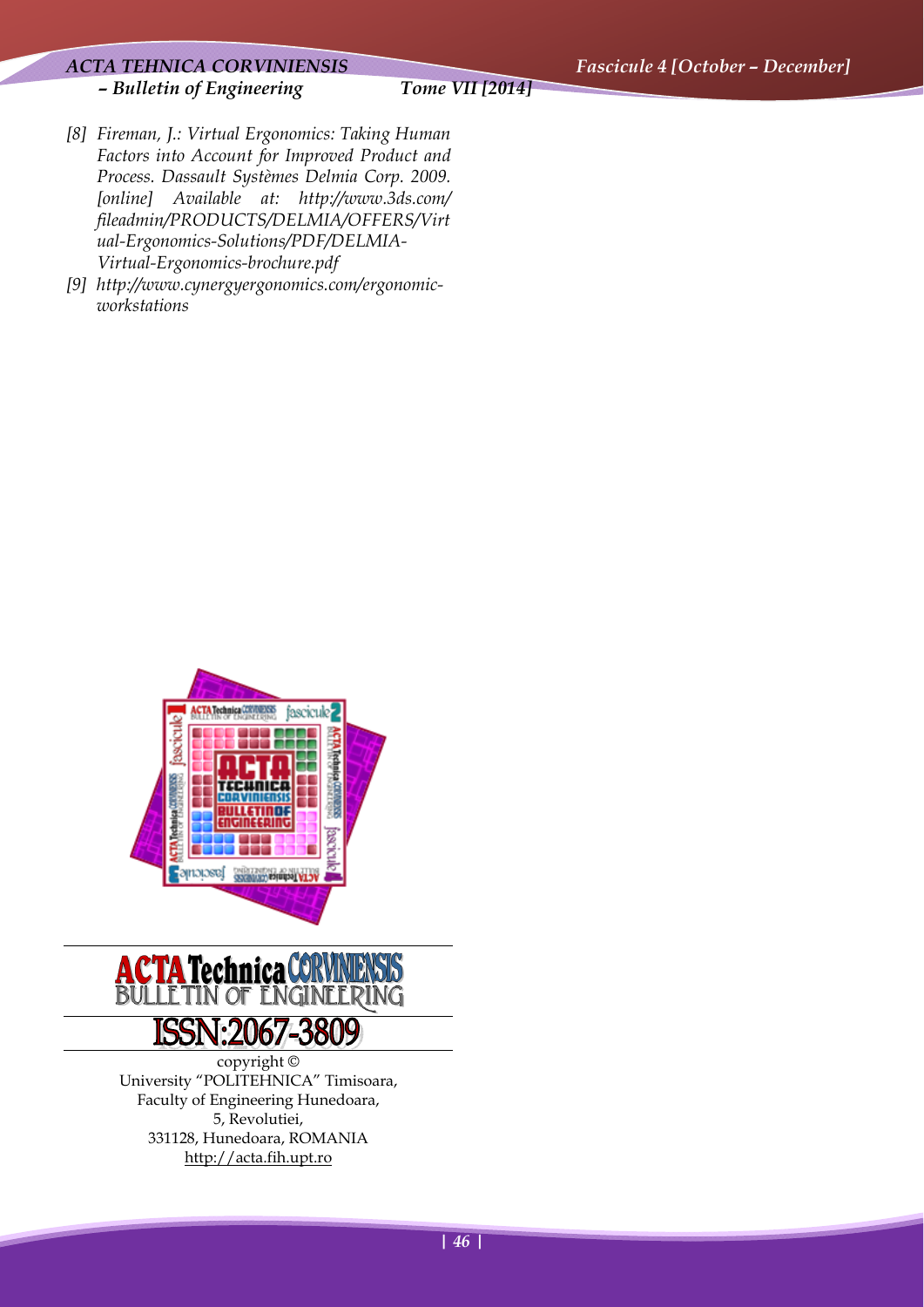[8] Fireman, J.: Virtual Ergonomics: Taking Human Factors into Account for Improved Product and Process. Dassault Systèmes Delmia Corp. 2009. [online] Available at: http://www.3ds.com/fileadmin/PRODUCTS/DELMIA/OFFERS/Virtual-Ergonomics-Solutions/PDF/DELMIA-Virtual-Ergonomics-brochure.pdf

[9] http://www.cynergyergonomics.com/ergonomic-workstations

ACTA Technica CORVINIENSIS
BULLETIN OF ENGINEERING

ISSN:2067-3809

copyright ©
University "POLITEHNICA" Timisoara,
Faculty of Engineering Hunedoara,
5, Revolutiei,
331128, Hunedoara, ROMANIA
http://acta.fih.upt.ro